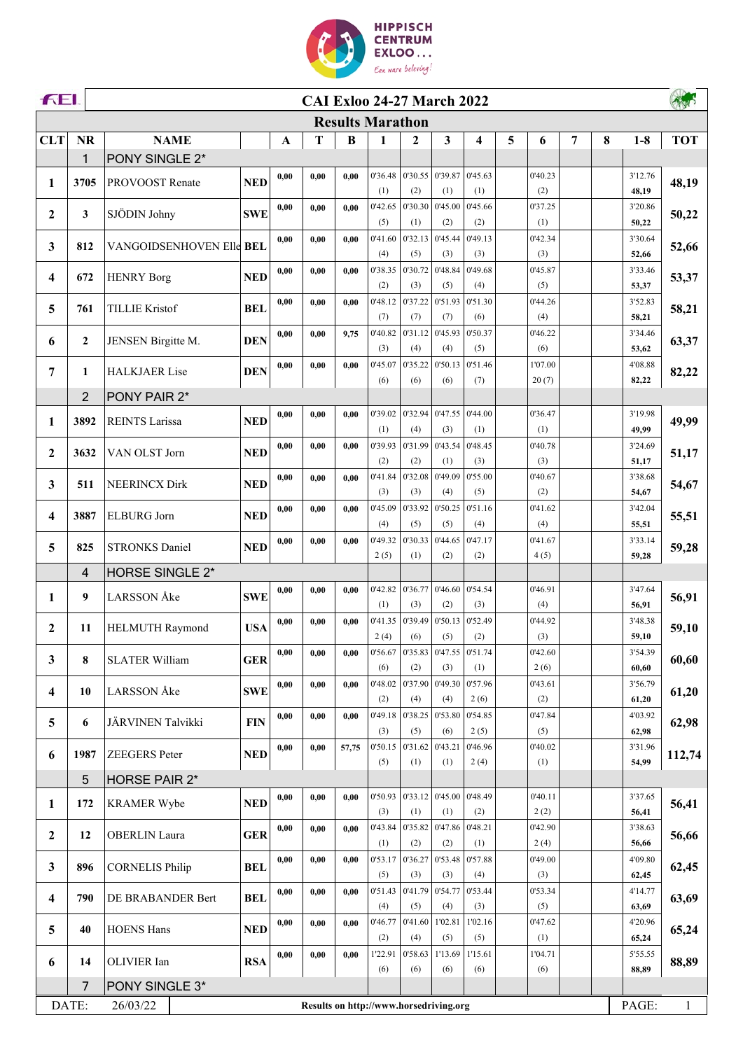# CAI Exloo 24-27 March 2022

## Results Marathon

| CLT | NR | NAME | | A | T | B | 1 | 2 | 3 | 4 | 5 | 6 | 7 | 8 | 1-8 | TOT |
|---|---|---|---|---|---|---|---|---|---|---|---|---|---|---|---|---|
| | 1 | PONY SINGLE 2* | | | | | | | | | | | | | | |
| 1 | 3705 | PROVOOST Renate | NED | 0,00 | 0,00 | 0,00 | 0'36.48 (1) | 0'30.55 (2) | 0'39.87 (1) | 0'45.63 (1) | | 0'40.23 (2) | | | 3'12.76 48,19 | 48,19 |
| 2 | 3 | SJÖDIN Johny | SWE | 0,00 | 0,00 | 0,00 | 0'42.65 (5) | 0'30.30 (1) | 0'45.00 (2) | 0'45.66 (2) | | 0'37.25 (1) | | | 3'20.86 50,22 | 50,22 |
| 3 | 812 | VANGOIDSENHOVEN Elle | BEL | 0,00 | 0,00 | 0,00 | 0'41.60 (4) | 0'32.13 (5) | 0'45.44 (3) | 0'49.13 (3) | | 0'42.34 (3) | | | 3'30.64 52,66 | 52,66 |
| 4 | 672 | HENRY Borg | NED | 0,00 | 0,00 | 0,00 | 0'38.35 (2) | 0'30.72 (3) | 0'48.84 (5) | 0'49.68 (4) | | 0'45.87 (5) | | | 3'33.46 53,37 | 53,37 |
| 5 | 761 | TILLIE Kristof | BEL | 0,00 | 0,00 | 0,00 | 0'48.12 (7) | 0'37.22 (7) | 0'51.93 (7) | 0'51.30 (6) | | 0'44.26 (4) | | | 3'52.83 58,21 | 58,21 |
| 6 | 2 | JENSEN Birgitte M. | DEN | 0,00 | 0,00 | 9,75 | 0'40.82 (3) | 0'31.12 (4) | 0'45.93 (4) | 0'50.37 (5) | | 0'46.22 (6) | | | 3'34.46 53,62 | 63,37 |
| 7 | 1 | HALKJAER Lise | DEN | 0,00 | 0,00 | 0,00 | 0'45.07 (6) | 0'35.22 (6) | 0'50.13 (6) | 0'51.46 (7) | | 1'07.00 20 (7) | | | 4'08.88 82,22 | 82,22 |
| | 2 | PONY PAIR 2* | | | | | | | | | | | | | | |
| 1 | 3892 | REINTS Larissa | NED | 0,00 | 0,00 | 0,00 | 0'39.02 (1) | 0'32.94 (4) | 0'47.55 (3) | 0'44.00 (1) | | 0'36.47 (1) | | | 3'19.98 49,99 | 49,99 |
| 2 | 3632 | VAN OLST Jorn | NED | 0,00 | 0,00 | 0,00 | 0'39.93 (2) | 0'31.99 (2) | 0'43.54 (1) | 0'48.45 (3) | | 0'40.78 (3) | | | 3'24.69 51,17 | 51,17 |
| 3 | 511 | NEERINCX Dirk | NED | 0,00 | 0,00 | 0,00 | 0'41.84 (3) | 0'32.08 (3) | 0'49.09 (4) | 0'55.00 (5) | | 0'40.67 (2) | | | 3'38.68 54,67 | 54,67 |
| 4 | 3887 | ELBURG Jorn | NED | 0,00 | 0,00 | 0,00 | 0'45.09 (4) | 0'33.92 (5) | 0'50.25 (5) | 0'51.16 (4) | | 0'41.62 (4) | | | 3'42.04 55,51 | 55,51 |
| 5 | 825 | STRONKS Daniel | NED | 0,00 | 0,00 | 0,00 | 0'49.32 2 (5) | 0'30.33 (1) | 0'44.65 (2) | 0'47.17 (2) | | 0'41.67 4 (5) | | | 3'33.14 59,28 | 59,28 |
| | 4 | HORSE SINGLE 2* | | | | | | | | | | | | | | |
| 1 | 9 | LARSSON Åke | SWE | 0,00 | 0,00 | 0,00 | 0'42.82 (1) | 0'36.77 (3) | 0'46.60 (2) | 0'54.54 (3) | | 0'46.91 (4) | | | 3'47.64 56,91 | 56,91 |
| 2 | 11 | HELMUTH Raymond | USA | 0,00 | 0,00 | 0,00 | 0'41.35 2 (4) | 0'39.49 (6) | 0'50.13 (5) | 0'52.49 (2) | | 0'44.92 (3) | | | 3'48.38 59,10 | 59,10 |
| 3 | 8 | SLATER William | GER | 0,00 | 0,00 | 0,00 | 0'56.67 (6) | 0'35.83 (2) | 0'47.55 (3) | 0'51.74 (1) | | 0'42.60 2 (6) | | | 3'54.39 60,60 | 60,60 |
| 4 | 10 | LARSSON Åke | SWE | 0,00 | 0,00 | 0,00 | 0'48.02 (2) | 0'37.90 (4) | 0'49.30 (4) | 0'57.96 2 (6) | | 0'43.61 (2) | | | 3'56.79 61,20 | 61,20 |
| 5 | 6 | JÄRVINEN Talvikki | FIN | 0,00 | 0,00 | 0,00 | 0'49.18 (3) | 0'38.25 (5) | 0'53.80 (6) | 0'54.85 2 (5) | | 0'47.84 (5) | | | 4'03.92 62,98 | 62,98 |
| 6 | 1987 | ZEEGERS Peter | NED | 0,00 | 0,00 | 57,75 | 0'50.15 (5) | 0'31.62 (1) | 0'43.21 (1) | 0'46.96 2 (4) | | 0'40.02 (1) | | | 3'31.96 54,99 | 112,74 |
| | 5 | HORSE PAIR 2* | | | | | | | | | | | | | | |
| 1 | 172 | KRAMER Wybe | NED | 0,00 | 0,00 | 0,00 | 0'50.93 (3) | 0'33.12 (1) | 0'45.00 (1) | 0'48.49 (2) | | 0'40.11 2 (2) | | | 3'37.65 56,41 | 56,41 |
| 2 | 12 | OBERLIN Laura | GER | 0,00 | 0,00 | 0,00 | 0'43.84 (1) | 0'35.82 (2) | 0'47.86 (2) | 0'48.21 (1) | | 0'42.90 2 (4) | | | 3'38.63 56,66 | 56,66 |
| 3 | 896 | CORNELIS Philip | BEL | 0,00 | 0,00 | 0,00 | 0'53.17 (5) | 0'36.27 (3) | 0'53.48 (3) | 0'57.88 (4) | | 0'49.00 (3) | | | 4'09.80 62,45 | 62,45 |
| 4 | 790 | DE BRABANDER Bert | BEL | 0,00 | 0,00 | 0,00 | 0'51.43 (4) | 0'41.79 (5) | 0'54.77 (4) | 0'53.44 (3) | | 0'53.34 (5) | | | 4'14.77 63,69 | 63,69 |
| 5 | 40 | HOENS Hans | NED | 0,00 | 0,00 | 0,00 | 0'46.77 (2) | 0'41.60 (4) | 1'02.81 (5) | 1'02.16 (5) | | 0'47.62 (1) | | | 4'20.96 65,24 | 65,24 |
| 6 | 14 | OLIVIER Ian | RSA | 0,00 | 0,00 | 0,00 | 1'22.91 (6) | 0'58.63 (6) | 1'13.69 (6) | 1'15.61 (6) | | 1'04.71 (6) | | | 5'55.55 88,89 | 88,89 |
| | 7 | PONY SINGLE 3* | | | | | | | | | | | | | | |

DATE: 26/03/22 — Results on http://www.horsedriving.org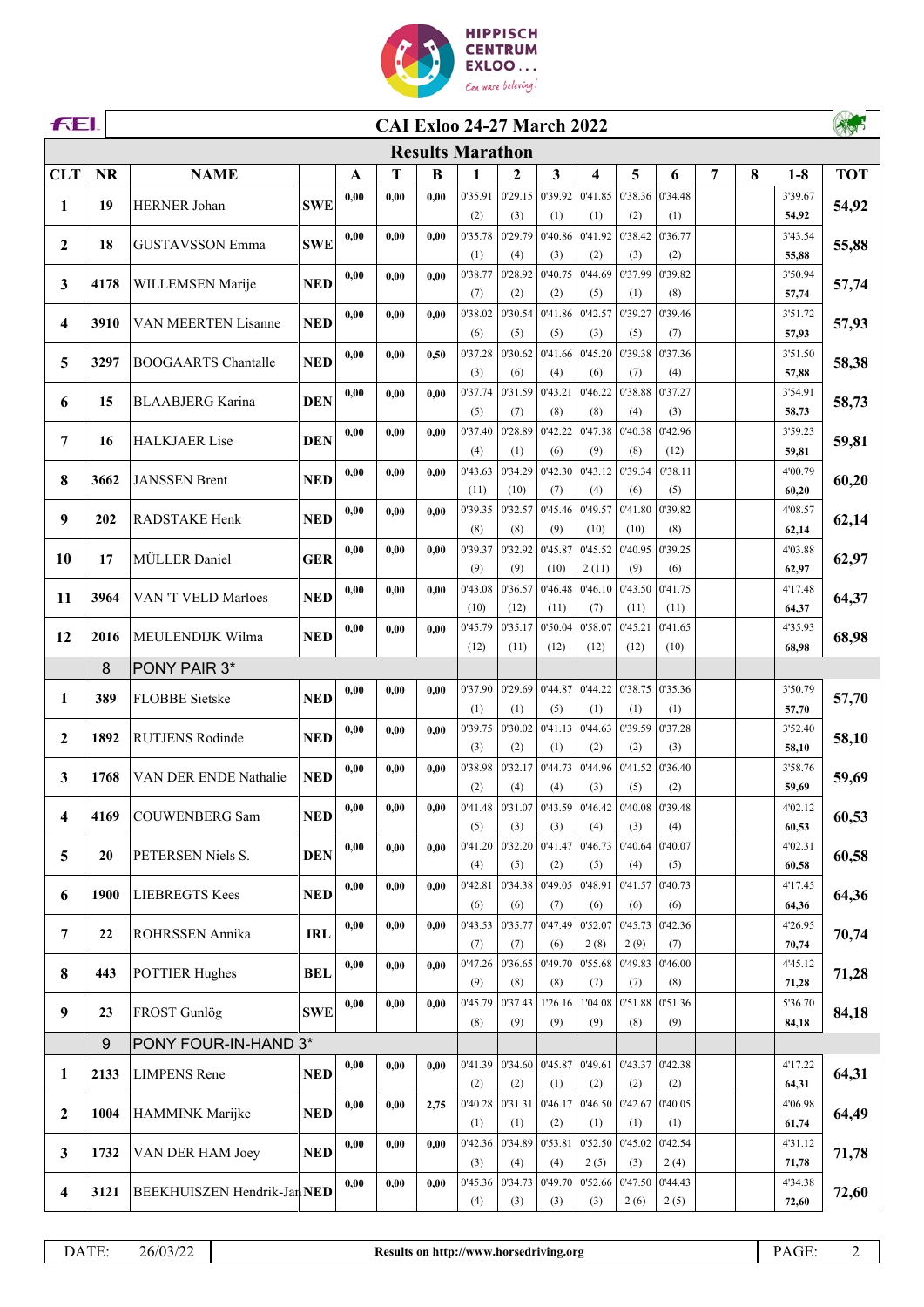# CAI Exloo 24-27 March 2022

## Results Marathon

| CLT | NR | NAME | | A | T | B | 1 | 2 | 3 | 4 | 5 | 6 | 7 | 8 | 1-8 | TOT |
|---|---|---|---|---|---|---|---|---|---|---|---|---|---|---|---|---|
| 1 | 19 | HERNER Johan | SWE | 0,00 | 0,00 | 0,00 | 0'35.91 (2) | 0'29.15 (3) | 0'39.92 (1) | 0'41.85 (1) | 0'38.36 (2) | 0'34.48 (1) | | | 3'39.67 54,92 | 54,92 |
| 2 | 18 | GUSTAVSSON Emma | SWE | 0,00 | 0,00 | 0,00 | 0'35.78 (1) | 0'29.79 (4) | 0'40.86 (3) | 0'41.92 (2) | 0'38.42 (3) | 0'36.77 (2) | | | 3'43.54 55,88 | 55,88 |
| 3 | 4178 | WILLEMSEN Marije | NED | 0,00 | 0,00 | 0,00 | 0'38.77 (7) | 0'28.92 (2) | 0'40.75 (2) | 0'44.69 (5) | 0'37.99 (1) | 0'39.82 (8) | | | 3'50.94 57,74 | 57,74 |
| 4 | 3910 | VAN MEERTEN Lisanne | NED | 0,00 | 0,00 | 0,00 | 0'38.02 (6) | 0'30.54 (5) | 0'41.86 (5) | 0'42.57 (3) | 0'39.27 (5) | 0'39.46 (7) | | | 3'51.72 57,93 | 57,93 |
| 5 | 3297 | BOOGAARTS Chantalle | NED | 0,00 | 0,00 | 0,50 | 0'37.28 (3) | 0'30.62 (6) | 0'41.66 (4) | 0'45.20 (6) | 0'39.38 (7) | 0'37.36 (4) | | | 3'51.50 57,88 | 58,38 |
| 6 | 15 | BLAABJERG Karina | DEN | 0,00 | 0,00 | 0,00 | 0'37.74 (5) | 0'31.59 (7) | 0'43.21 (8) | 0'46.22 (8) | 0'38.88 (4) | 0'37.27 (3) | | | 3'54.91 58,73 | 58,73 |
| 7 | 16 | HALKJAER Lise | DEN | 0,00 | 0,00 | 0,00 | 0'37.40 (4) | 0'28.89 (1) | 0'42.22 (6) | 0'47.38 (9) | 0'40.38 (8) | 0'42.96 (12) | | | 3'59.23 59,81 | 59,81 |
| 8 | 3662 | JANSSEN Brent | NED | 0,00 | 0,00 | 0,00 | 0'43.63 (11) | 0'34.29 (10) | 0'42.30 (7) | 0'43.12 (4) | 0'39.34 (6) | 0'38.11 (5) | | | 4'00.79 60,20 | 60,20 |
| 9 | 202 | RADSTAKE Henk | NED | 0,00 | 0,00 | 0,00 | 0'39.35 (8) | 0'32.57 (8) | 0'45.46 (9) | 0'49.57 (10) | 0'41.80 (10) | 0'39.82 (8) | | | 4'08.57 62,14 | 62,14 |
| 10 | 17 | MÜLLER Daniel | GER | 0,00 | 0,00 | 0,00 | 0'39.37 (9) | 0'32.92 (9) | 0'45.87 (10) | 0'45.52 2 (11) | 0'40.95 (9) | 0'39.25 (6) | | | 4'03.88 62,97 | 62,97 |
| 11 | 3964 | VAN 'T VELD Marloes | NED | 0,00 | 0,00 | 0,00 | 0'43.08 (10) | 0'36.57 (12) | 0'46.48 (11) | 0'46.10 (7) | 0'43.50 (11) | 0'41.75 (11) | | | 4'17.48 64,37 | 64,37 |
| 12 | 2016 | MEULENDIJK Wilma | NED | 0,00 | 0,00 | 0,00 | 0'45.79 (12) | 0'35.17 (11) | 0'50.04 (12) | 0'58.07 (12) | 0'45.21 (12) | 0'41.65 (10) | | | 4'35.93 68,98 | 68,98 |
| | 8 | PONY PAIR 3* | | | | | | | | | | | | | | |
| 1 | 389 | FLOBBE Sietske | NED | 0,00 | 0,00 | 0,00 | 0'37.90 (1) | 0'29.69 (1) | 0'44.87 (5) | 0'44.22 (1) | 0'38.75 (1) | 0'35.36 (1) | | | 3'50.79 57,70 | 57,70 |
| 2 | 1892 | RUTJENS Rodinde | NED | 0,00 | 0,00 | 0,00 | 0'39.75 (3) | 0'30.02 (2) | 0'41.13 (1) | 0'44.63 (2) | 0'39.59 (2) | 0'37.28 (3) | | | 3'52.40 58,10 | 58,10 |
| 3 | 1768 | VAN DER ENDE Nathalie | NED | 0,00 | 0,00 | 0,00 | 0'38.98 (2) | 0'32.17 (4) | 0'44.73 (4) | 0'44.96 (3) | 0'41.52 (5) | 0'36.40 (2) | | | 3'58.76 59,69 | 59,69 |
| 4 | 4169 | COUWENBERG Sam | NED | 0,00 | 0,00 | 0,00 | 0'41.48 (5) | 0'31.07 (3) | 0'43.59 (3) | 0'46.42 (4) | 0'40.08 (3) | 0'39.48 (4) | | | 4'02.12 60,53 | 60,53 |
| 5 | 20 | PETERSEN Niels S. | DEN | 0,00 | 0,00 | 0,00 | 0'41.20 (4) | 0'32.20 (5) | 0'41.47 (2) | 0'46.73 (5) | 0'40.64 (4) | 0'40.07 (5) | | | 4'02.31 60,58 | 60,58 |
| 6 | 1900 | LIEBREGTS Kees | NED | 0,00 | 0,00 | 0,00 | 0'42.81 (6) | 0'34.38 (6) | 0'49.05 (7) | 0'48.91 (6) | 0'41.57 (6) | 0'40.73 (6) | | | 4'17.45 64,36 | 64,36 |
| 7 | 22 | ROHRSSEN Annika | IRL | 0,00 | 0,00 | 0,00 | 0'43.53 (7) | 0'35.77 (7) | 0'47.49 (6) | 0'52.07 2 (8) | 0'45.73 2 (9) | 0'42.36 (7) | | | 4'26.95 70,74 | 70,74 |
| 8 | 443 | POTTIER Hughes | BEL | 0,00 | 0,00 | 0,00 | 0'47.26 (9) | 0'36.65 (8) | 0'49.70 (8) | 0'55.68 (7) | 0'49.83 (7) | 0'46.00 (8) | | | 4'45.12 71,28 | 71,28 |
| 9 | 23 | FROST Gunlög | SWE | 0,00 | 0,00 | 0,00 | 0'45.79 (8) | 0'37.43 (9) | 1'26.16 (9) | 1'04.08 (9) | 0'51.88 (8) | 0'51.36 (9) | | | 5'36.70 84,18 | 84,18 |
| | 9 | PONY FOUR-IN-HAND 3* | | | | | | | | | | | | | | |
| 1 | 2133 | LIMPENS Rene | NED | 0,00 | 0,00 | 0,00 | 0'41.39 (2) | 0'34.60 (2) | 0'45.87 (1) | 0'49.61 (2) | 0'43.37 (2) | 0'42.38 (2) | | | 4'17.22 64,31 | 64,31 |
| 2 | 1004 | HAMMINK Marijke | NED | 0,00 | 0,00 | 2,75 | 0'40.28 (1) | 0'31.31 (1) | 0'46.17 (2) | 0'46.50 (1) | 0'42.67 (1) | 0'40.05 (1) | | | 4'06.98 61,74 | 64,49 |
| 3 | 1732 | VAN DER HAM Joey | NED | 0,00 | 0,00 | 0,00 | 0'42.36 (3) | 0'34.89 (4) | 0'53.81 (4) | 0'52.50 2 (5) | 0'45.02 (3) | 0'42.54 2 (4) | | | 4'31.12 71,78 | 71,78 |
| 4 | 3121 | BEEKHUISZEN Hendrik-Jan | NED | 0,00 | 0,00 | 0,00 | 0'45.36 (4) | 0'34.73 (3) | 0'49.70 (3) | 0'52.66 (3) | 0'47.50 2 (6) | 0'44.43 2 (5) | | | 4'34.38 72,60 | 72,60 |

| DATE: | 26/03/22 | Results on http://www.horsedriving.org |
|---|---|---|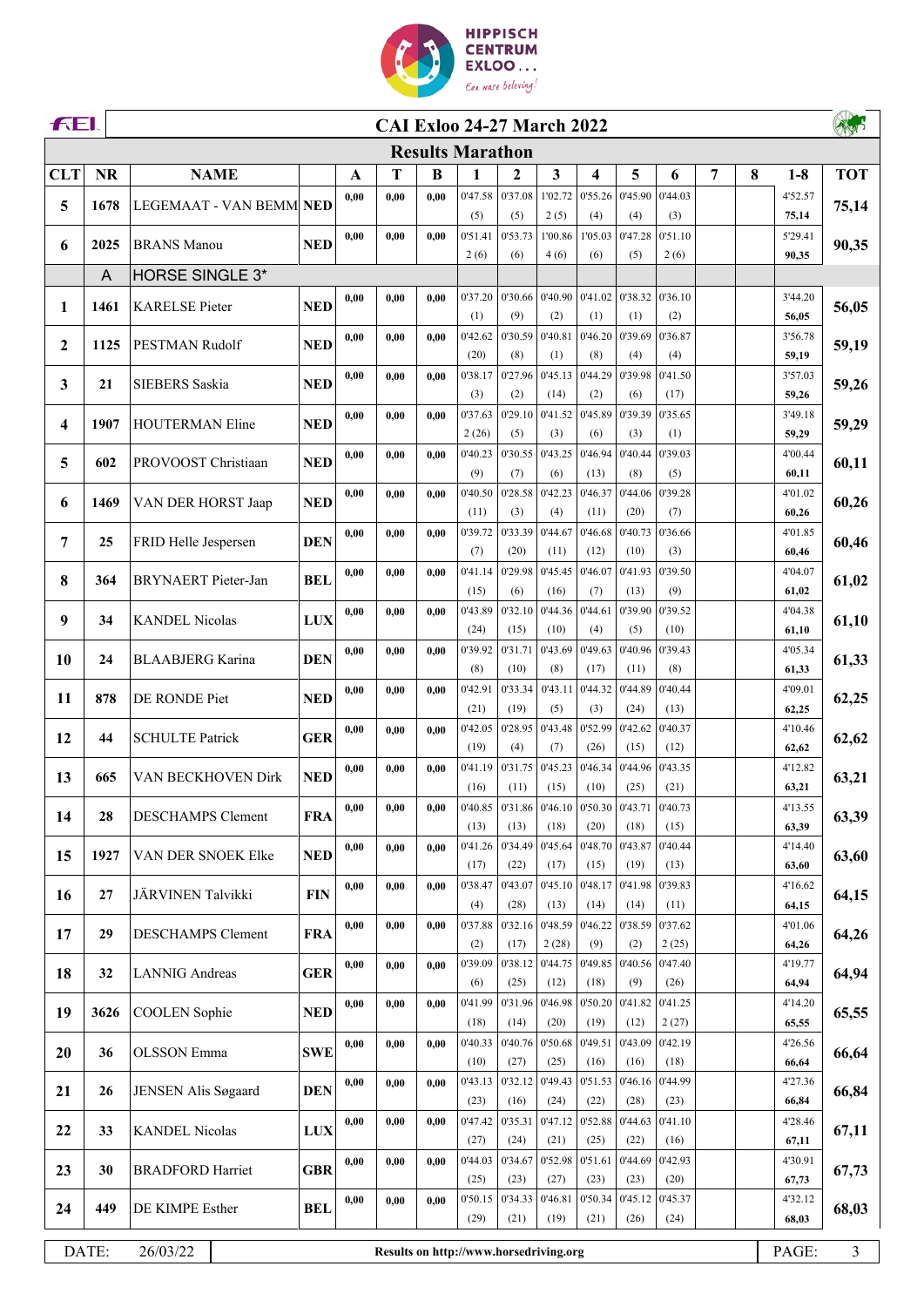# CAI Exloo 24-27 March 2022

## Results Marathon

| CLT | NR | NAME | | A | T | B | 1 | 2 | 3 | 4 | 5 | 6 | 7 | 8 | 1-8 | TOT |
|---|---|---|---|---|---|---|---|---|---|---|---|---|---|---|---|---|
| 5 | 1678 | LEGEMAAT - VAN BEMM | NED | 0,00 | 0,00 | 0,00 | 0'47.58 (5) | 0'37.08 (5) | 1'02.72 2 (5) | 0'55.26 (4) | 0'45.90 (4) | 0'44.03 (3) | | | 4'52.57 75,14 | 75,14 |
| 6 | 2025 | BRANS Manou | NED | 0,00 | 0,00 | 0,00 | 0'51.41 2 (6) | 0'53.73 (6) | 1'00.86 4 (6) | 1'05.03 (6) | 0'47.28 (5) | 0'51.10 2 (6) | | | 5'29.41 90,35 | 90,35 |
| | A | HORSE SINGLE 3* | | | | | | | | | | | | | | |
| 1 | 1461 | KARELSE Pieter | NED | 0,00 | 0,00 | 0,00 | 0'37.20 (1) | 0'30.66 (9) | 0'40.90 (2) | 0'41.02 (1) | 0'38.32 (1) | 0'36.10 (2) | | | 3'44.20 56,05 | 56,05 |
| 2 | 1125 | PESTMAN Rudolf | NED | 0,00 | 0,00 | 0,00 | 0'42.62 (20) | 0'30.59 (8) | 0'40.81 (1) | 0'46.20 (8) | 0'39.69 (4) | 0'36.87 (4) | | | 3'56.78 59,19 | 59,19 |
| 3 | 21 | SIEBERS Saskia | NED | 0,00 | 0,00 | 0,00 | 0'38.17 (3) | 0'27.96 (2) | 0'45.13 (14) | 0'44.29 (2) | 0'39.98 (6) | 0'41.50 (17) | | | 3'57.03 59,26 | 59,26 |
| 4 | 1907 | HOUTERMAN Eline | NED | 0,00 | 0,00 | 0,00 | 0'37.63 2 (26) | 0'29.10 (5) | 0'41.52 (3) | 0'45.89 (6) | 0'39.39 (3) | 0'35.65 (1) | | | 3'49.18 59,29 | 59,29 |
| 5 | 602 | PROVOOST Christiaan | NED | 0,00 | 0,00 | 0,00 | 0'40.23 (9) | 0'30.55 (7) | 0'43.25 (6) | 0'46.94 (13) | 0'40.44 (8) | 0'39.03 (5) | | | 4'00.44 60,11 | 60,11 |
| 6 | 1469 | VAN DER HORST Jaap | NED | 0,00 | 0,00 | 0,00 | 0'40.50 (11) | 0'28.58 (3) | 0'42.23 (4) | 0'46.37 (11) | 0'44.06 (20) | 0'39.28 (7) | | | 4'01.02 60,26 | 60,26 |
| 7 | 25 | FRID Helle Jespersen | DEN | 0,00 | 0,00 | 0,00 | 0'39.72 (7) | 0'33.39 (20) | 0'44.67 (11) | 0'46.68 (12) | 0'40.73 (10) | 0'36.66 (3) | | | 4'01.85 60,46 | 60,46 |
| 8 | 364 | BRYNAERT Pieter-Jan | BEL | 0,00 | 0,00 | 0,00 | 0'41.14 (15) | 0'29.98 (6) | 0'45.45 (16) | 0'46.07 (7) | 0'41.93 (13) | 0'39.50 (9) | | | 4'04.07 61,02 | 61,02 |
| 9 | 34 | KANDEL Nicolas | LUX | 0,00 | 0,00 | 0,00 | 0'43.89 (24) | 0'32.10 (15) | 0'44.36 (10) | 0'44.61 (4) | 0'39.90 (5) | 0'39.52 (10) | | | 4'04.38 61,10 | 61,10 |
| 10 | 24 | BLAABJERG Karina | DEN | 0,00 | 0,00 | 0,00 | 0'39.92 (8) | 0'31.71 (10) | 0'43.69 (8) | 0'49.63 (17) | 0'40.96 (11) | 0'39.43 (8) | | | 4'05.34 61,33 | 61,33 |
| 11 | 878 | DE RONDE Piet | NED | 0,00 | 0,00 | 0,00 | 0'42.91 (21) | 0'33.34 (19) | 0'43.11 (5) | 0'44.32 (3) | 0'44.89 (24) | 0'40.44 (13) | | | 4'09.01 62,25 | 62,25 |
| 12 | 44 | SCHULTE Patrick | GER | 0,00 | 0,00 | 0,00 | 0'42.05 (19) | 0'28.95 (4) | 0'43.48 (7) | 0'52.99 (26) | 0'42.62 (15) | 0'40.37 (12) | | | 4'10.46 62,62 | 62,62 |
| 13 | 665 | VAN BECKHOVEN Dirk | NED | 0,00 | 0,00 | 0,00 | 0'41.19 (16) | 0'31.75 (11) | 0'45.23 (15) | 0'46.34 (10) | 0'44.96 (25) | 0'43.35 (21) | | | 4'12.82 63,21 | 63,21 |
| 14 | 28 | DESCHAMPS Clement | FRA | 0,00 | 0,00 | 0,00 | 0'40.85 (13) | 0'31.86 (13) | 0'46.10 (18) | 0'50.30 (20) | 0'43.71 (18) | 0'40.73 (15) | | | 4'13.55 63,39 | 63,39 |
| 15 | 1927 | VAN DER SNOEK Elke | NED | 0,00 | 0,00 | 0,00 | 0'41.26 (17) | 0'34.49 (22) | 0'45.64 (17) | 0'48.70 (15) | 0'43.87 (19) | 0'40.44 (13) | | | 4'14.40 63,60 | 63,60 |
| 16 | 27 | JÄRVINEN Talvikki | FIN | 0,00 | 0,00 | 0,00 | 0'38.47 (4) | 0'43.07 (28) | 0'45.10 (13) | 0'48.17 (14) | 0'41.98 (14) | 0'39.83 (11) | | | 4'16.62 64,15 | 64,15 |
| 17 | 29 | DESCHAMPS Clement | FRA | 0,00 | 0,00 | 0,00 | 0'37.88 (2) | 0'32.16 (17) | 0'48.59 2 (28) | 0'46.22 (9) | 0'38.59 (2) | 0'37.62 2 (25) | | | 4'01.06 64,26 | 64,26 |
| 18 | 32 | LANNIG Andreas | GER | 0,00 | 0,00 | 0,00 | 0'39.09 (6) | 0'38.12 (25) | 0'44.75 (12) | 0'49.85 (18) | 0'40.56 (9) | 0'47.40 (26) | | | 4'19.77 64,94 | 64,94 |
| 19 | 3626 | COOLEN Sophie | NED | 0,00 | 0,00 | 0,00 | 0'41.99 (18) | 0'31.96 (14) | 0'46.98 (20) | 0'50.20 (19) | 0'41.82 (12) | 0'41.25 2 (27) | | | 4'14.20 65,55 | 65,55 |
| 20 | 36 | OLSSON Emma | SWE | 0,00 | 0,00 | 0,00 | 0'40.33 (10) | 0'40.76 (27) | 0'50.68 (25) | 0'49.51 (16) | 0'43.09 (16) | 0'42.19 (18) | | | 4'26.56 66,64 | 66,64 |
| 21 | 26 | JENSEN Alis Søgaard | DEN | 0,00 | 0,00 | 0,00 | 0'43.13 (23) | 0'32.12 (16) | 0'49.43 (24) | 0'51.53 (22) | 0'46.16 (28) | 0'44.99 (23) | | | 4'27.36 66,84 | 66,84 |
| 22 | 33 | KANDEL Nicolas | LUX | 0,00 | 0,00 | 0,00 | 0'47.42 (27) | 0'35.31 (24) | 0'47.12 (21) | 0'52.88 (25) | 0'44.63 (22) | 0'41.10 (16) | | | 4'28.46 67,11 | 67,11 |
| 23 | 30 | BRADFORD Harriet | GBR | 0,00 | 0,00 | 0,00 | 0'44.03 (25) | 0'34.67 (23) | 0'52.98 (27) | 0'51.61 (23) | 0'44.69 (23) | 0'42.93 (20) | | | 4'30.91 67,73 | 67,73 |
| 24 | 449 | DE KIMPE Esther | BEL | 0,00 | 0,00 | 0,00 | 0'50.15 (29) | 0'34.33 (21) | 0'46.81 (19) | 0'50.34 (21) | 0'45.12 (26) | 0'45.37 (24) | | | 4'32.12 68,03 | 68,03 |

DATE: 26/03/22 | Results on http://www.horsedriving.org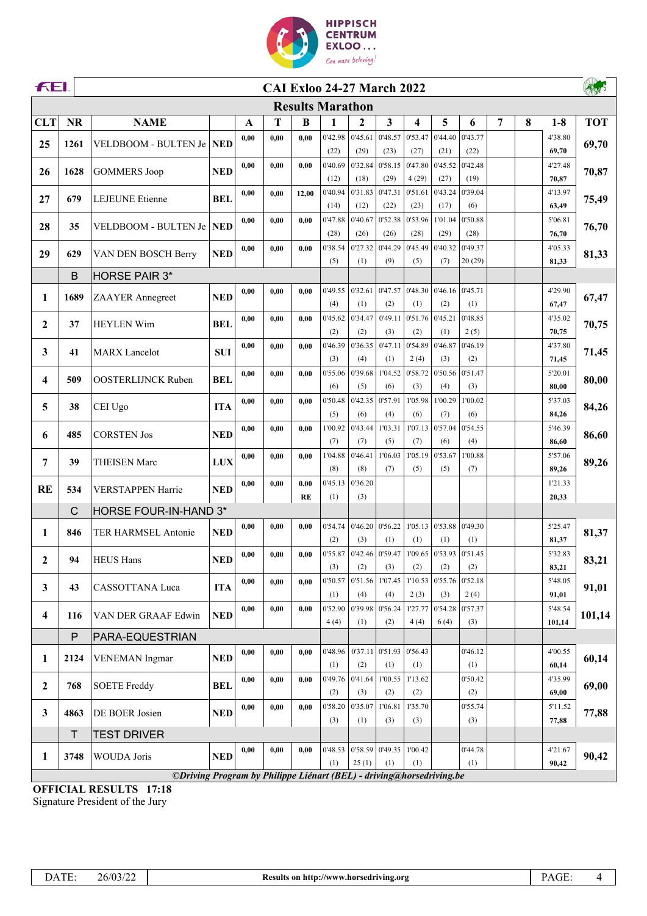HIPPISCH CENTRUM EXLOO ...

Een ware beleving!

# CAI Exloo 24-27 March 2022

## Results Marathon

| CLT | NR | NAME | | A | T | B | 1 | 2 | 3 | 4 | 5 | 6 | 7 | 8 | 1-8 | TOT |
|---|---|---|---|---|---|---|---|---|---|---|---|---|---|---|---|---|
| 25 | 1261 | VELDBOOM - BULTEN Je | NED | 0,00 | 0,00 | 0,00 | 0'42.98 (22) | 0'45.61 (29) | 0'48.57 (23) | 0'53.47 (27) | 0'44.40 (21) | 0'43.77 (22) | | | 4'38.80 69,70 | 69,70 |
| 26 | 1628 | GOMMERS Joop | NED | 0,00 | 0,00 | 0,00 | 0'40.69 (12) | 0'32.84 (18) | 0'58.15 (29) | 0'47.80 4 (29) | 0'45.52 (27) | 0'42.48 (19) | | | 4'27.48 70,87 | 70,87 |
| 27 | 679 | LEJEUNE Etienne | BEL | 0,00 | 0,00 | 12,00 | 0'40.94 (14) | 0'31.83 (12) | 0'47.31 (22) | 0'51.61 (23) | 0'43.24 (17) | 0'39.04 (6) | | | 4'13.97 63,49 | 75,49 |
| 28 | 35 | VELDBOOM - BULTEN Je | NED | 0,00 | 0,00 | 0,00 | 0'47.88 (28) | 0'40.67 (26) | 0'52.38 (26) | 0'53.96 (28) | 1'01.04 (29) | 0'50.88 (28) | | | 5'06.81 76,70 | 76,70 |
| 29 | 629 | VAN DEN BOSCH Berry | NED | 0,00 | 0,00 | 0,00 | 0'38.54 (5) | 0'27.32 (1) | 0'44.29 (9) | 0'45.49 (5) | 0'40.32 (7) | 0'49.37 20 (29) | | | 4'05.33 81,33 | 81,33 |
| | B | HORSE PAIR 3* | | | | | | | | | | | | | | |
| 1 | 1689 | ZAAYER Annegreet | NED | 0,00 | 0,00 | 0,00 | 0'49.55 (4) | 0'32.61 (1) | 0'47.57 (2) | 0'48.30 (1) | 0'46.16 (2) | 0'45.71 (1) | | | 4'29.90 67,47 | 67,47 |
| 2 | 37 | HEYLEN Wim | BEL | 0,00 | 0,00 | 0,00 | 0'45.62 (2) | 0'34.47 (2) | 0'49.11 (3) | 0'51.76 (2) | 0'45.21 (1) | 0'48.85 2 (5) | | | 4'35.02 70,75 | 70,75 |
| 3 | 41 | MARX Lancelot | SUI | 0,00 | 0,00 | 0,00 | 0'46.39 (3) | 0'36.35 (4) | 0'47.11 (1) | 0'54.89 2 (4) | 0'46.87 (3) | 0'46.19 (2) | | | 4'37.80 71,45 | 71,45 |
| 4 | 509 | OOSTERLIJNCK Ruben | BEL | 0,00 | 0,00 | 0,00 | 0'55.06 (6) | 0'39.68 (5) | 1'04.52 (6) | 0'58.72 (3) | 0'50.56 (4) | 0'51.47 (3) | | | 5'20.01 80,00 | 80,00 |
| 5 | 38 | CEI Ugo | ITA | 0,00 | 0,00 | 0,00 | 0'50.48 (5) | 0'42.35 (6) | 0'57.91 (4) | 1'05.98 (6) | 1'00.29 (7) | 1'00.02 (6) | | | 5'37.03 84,26 | 84,26 |
| 6 | 485 | CORSTEN Jos | NED | 0,00 | 0,00 | 0,00 | 1'00.92 (7) | 0'43.44 (7) | 1'03.31 (5) | 1'07.13 (7) | 0'57.04 (6) | 0'54.55 (4) | | | 5'46.39 86,60 | 86,60 |
| 7 | 39 | THEISEN Marc | LUX | 0,00 | 0,00 | 0,00 | 1'04.88 (8) | 0'46.41 (8) | 1'06.03 (7) | 1'05.19 (5) | 0'53.67 (5) | 1'00.88 (7) | | | 5'57.06 89,26 | 89,26 |
| RE | 534 | VERSTAPPEN Harrie | NED | 0,00 | 0,00 | 0,00 RE | 0'45.13 (1) | 0'36.20 (3) | | | | | | | 1'21.33 20,33 | |
| | C | HORSE FOUR-IN-HAND 3* | | | | | | | | | | | | | | |
| 1 | 846 | TER HARMSEL Antonie | NED | 0,00 | 0,00 | 0,00 | 0'54.74 (2) | 0'46.20 (3) | 0'56.22 (1) | 1'05.13 (1) | 0'53.88 (1) | 0'49.30 (1) | | | 5'25.47 81,37 | 81,37 |
| 2 | 94 | HEUS Hans | NED | 0,00 | 0,00 | 0,00 | 0'55.87 (3) | 0'42.46 (2) | 0'59.47 (3) | 1'09.65 (2) | 0'53.93 (2) | 0'51.45 (2) | | | 5'32.83 83,21 | 83,21 |
| 3 | 43 | CASSOTTANA Luca | ITA | 0,00 | 0,00 | 0,00 | 0'50.57 (1) | 0'51.56 (4) | 1'07.45 (4) | 1'10.53 2 (3) | 0'55.76 (3) | 0'52.18 2 (4) | | | 5'48.05 91,01 | 91,01 |
| 4 | 116 | VAN DER GRAAF Edwin | NED | 0,00 | 0,00 | 0,00 | 0'52.90 4 (4) | 0'39.98 (1) | 0'56.24 (2) | 1'27.77 4 (4) | 0'54.28 6 (4) | 0'57.37 (3) | | | 5'48.54 101,14 | 101,14 |
| | P | PARA-EQUESTRIAN | | | | | | | | | | | | | | |
| 1 | 2124 | VENEMAN Ingmar | NED | 0,00 | 0,00 | 0,00 | 0'48.96 (1) | 0'37.11 (2) | 0'51.93 (1) | 0'56.43 (1) | | 0'46.12 (1) | | | 4'00.55 60,14 | 60,14 |
| 2 | 768 | SOETE Freddy | BEL | 0,00 | 0,00 | 0,00 | 0'49.76 (2) | 0'41.64 (3) | 1'00.55 (2) | 1'13.62 (2) | | 0'50.42 (2) | | | 4'35.99 69,00 | 69,00 |
| 3 | 4863 | DE BOER Josien | NED | 0,00 | 0,00 | 0,00 | 0'58.20 (3) | 0'35.07 (1) | 1'06.81 (3) | 1'35.70 (3) | | 0'55.74 (3) | | | 5'11.52 77,88 | 77,88 |
| | T | TEST DRIVER | | | | | | | | | | | | | | |
| 1 | 3748 | WOUDA Joris | NED | 0,00 | 0,00 | 0,00 | 0'48.53 (1) | 0'58.59 25 (1) | 0'49.35 (1) | 1'00.42 (1) | | 0'44.78 (1) | | | 4'21.67 90,42 | 90,42 |

*©Driving Program by Philippe Liénart (BEL) - driving@horsedriving.be*

**OFFICIAL RESULTS 17:18**

Signature President of the Jury

DATE: 26/03/22 | **Results on http://www.horsedriving.org**